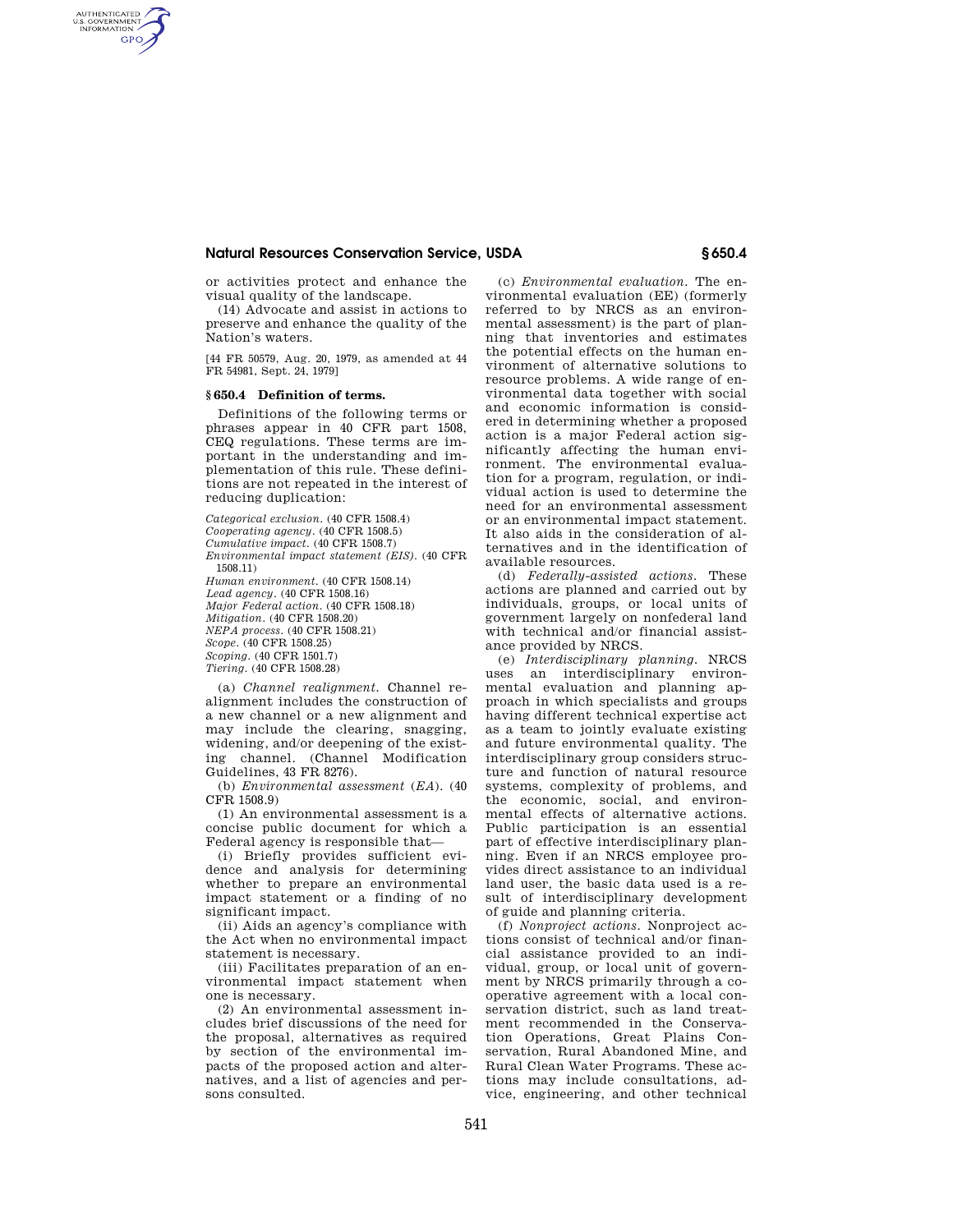or activities protect and enhance the visual quality of the landscape.

(14) Advocate and assist in actions to preserve and enhance the quality of the Nation's waters.

[44 FR 50579, Aug. 20, 1979, as amended at 44 FR 54981, Sept. 24, 1979]

## § 650.4 Definition of terms.

Definitions of the following terms or phrases appear in 40 CFR part 1508, CEQ regulations. These terms are important in the understanding and implementation of this rule. These definitions are not repeated in the interest of reducing duplication:

*Categorical exclusion.* (40 CFR 1508.4)
*Cooperating agency.* (40 CFR 1508.5)
*Cumulative impact.* (40 CFR 1508.7)
*Environmental impact statement (EIS).* (40 CFR 1508.11)
*Human environment.* (40 CFR 1508.14)
*Lead agency.* (40 CFR 1508.16)
*Major Federal action.* (40 CFR 1508.18)
*Mitigation.* (40 CFR 1508.20)
*NEPA process.* (40 CFR 1508.21)
*Scope.* (40 CFR 1508.25)
*Scoping.* (40 CFR 1501.7)
*Tiering.* (40 CFR 1508.28)

(a) *Channel realignment.* Channel realignment includes the construction of a new channel or a new alignment and may include the clearing, snagging, widening, and/or deepening of the existing channel. (Channel Modification Guidelines, 43 FR 8276).

(b) *Environmental assessment* (*EA*). (40 CFR 1508.9)

(1) An environmental assessment is a concise public document for which a Federal agency is responsible that—

(i) Briefly provides sufficient evidence and analysis for determining whether to prepare an environmental impact statement or a finding of no significant impact.

(ii) Aids an agency's compliance with the Act when no environmental impact statement is necessary.

(iii) Facilitates preparation of an environmental impact statement when one is necessary.

(2) An environmental assessment includes brief discussions of the need for the proposal, alternatives as required by section of the environmental impacts of the proposed action and alternatives, and a list of agencies and persons consulted.

(c) *Environmental evaluation.* The environmental evaluation (EE) (formerly referred to by NRCS as an environmental assessment) is the part of planning that inventories and estimates the potential effects on the human environment of alternative solutions to resource problems. A wide range of environmental data together with social and economic information is considered in determining whether a proposed action is a major Federal action significantly affecting the human environment. The environmental evaluation for a program, regulation, or individual action is used to determine the need for an environmental assessment or an environmental impact statement. It also aids in the consideration of alternatives and in the identification of available resources.

(d) *Federally-assisted actions.* These actions are planned and carried out by individuals, groups, or local units of government largely on nonfederal land with technical and/or financial assistance provided by NRCS.

(e) *Interdisciplinary planning.* NRCS uses an interdisciplinary environmental evaluation and planning approach in which specialists and groups having different technical expertise act as a team to jointly evaluate existing and future environmental quality. The interdisciplinary group considers structure and function of natural resource systems, complexity of problems, and the economic, social, and environmental effects of alternative actions. Public participation is an essential part of effective interdisciplinary planning. Even if an NRCS employee provides direct assistance to an individual land user, the basic data used is a result of interdisciplinary development of guide and planning criteria.

(f) *Nonproject actions.* Nonproject actions consist of technical and/or financial assistance provided to an individual, group, or local unit of government by NRCS primarily through a cooperative agreement with a local conservation district, such as land treatment recommended in the Conservation Operations, Great Plains Conservation, Rural Abandoned Mine, and Rural Clean Water Programs. These actions may include consultations, advice, engineering, and other technical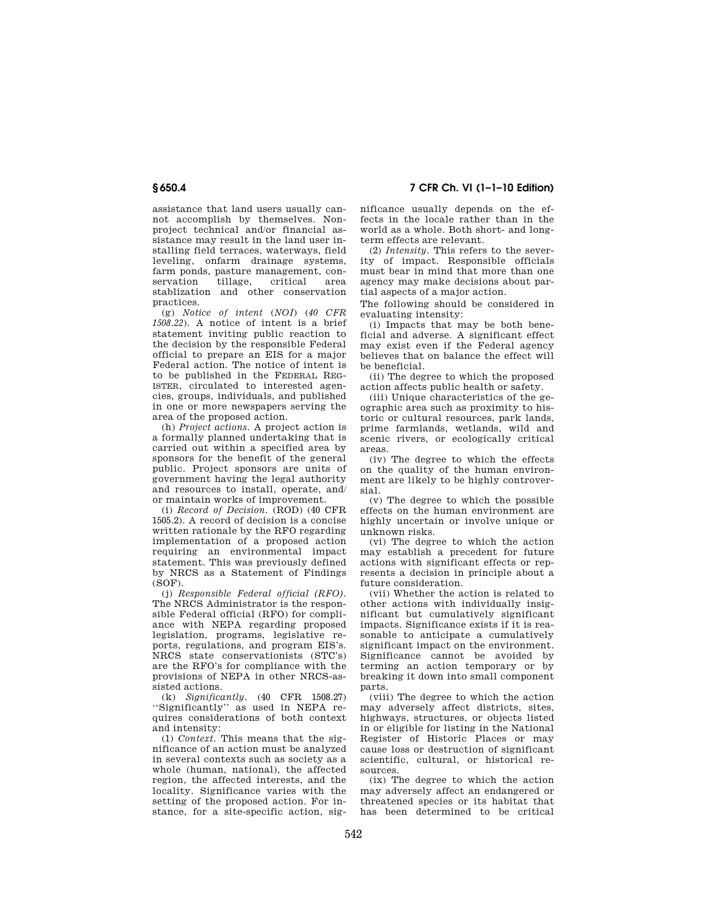assistance that land users usually cannot accomplish by themselves. Nonproject technical and/or financial assistance may result in the land user installing field terraces, waterways, field leveling, onfarm drainage systems, farm ponds, pasture management, conservation tillage, critical area stablization and other conservation practices.

(g) *Notice of intent* (*NOI*) (*40 CFR 1508.22*). A notice of intent is a brief statement inviting public reaction to the decision by the responsible Federal official to prepare an EIS for a major Federal action. The notice of intent is to be published in the FEDERAL REGISTER, circulated to interested agencies, groups, individuals, and published in one or more newspapers serving the area of the proposed action.

(h) *Project actions.* A project action is a formally planned undertaking that is carried out within a specified area by sponsors for the benefit of the general public. Project sponsors are units of government having the legal authority and resources to install, operate, and/or maintain works of improvement.

(i) *Record of Decision.* (ROD) (40 CFR 1505.2). A record of decision is a concise written rationale by the RFO regarding implementation of a proposed action requiring an environmental impact statement. This was previously defined by NRCS as a Statement of Findings (SOF).

(j) *Responsible Federal official (RFO).* The NRCS Administrator is the responsible Federal official (RFO) for compliance with NEPA regarding proposed legislation, programs, legislative reports, regulations, and program EIS's. NRCS state conservationists (STC's) are the RFO's for compliance with the provisions of NEPA in other NRCS-assisted actions.

(k) *Significantly.* (40 CFR 1508.27) "Significantly" as used in NEPA requires considerations of both context and intensity:

(1) *Context.* This means that the significance of an action must be analyzed in several contexts such as society as a whole (human, national), the affected region, the affected interests, and the locality. Significance varies with the setting of the proposed action. For instance, for a site-specific action, significance usually depends on the effects in the locale rather than in the world as a whole. Both short- and long-term effects are relevant.

(2) *Intensity.* This refers to the severity of impact. Responsible officials must bear in mind that more than one agency may make decisions about partial aspects of a major action.

The following should be considered in evaluating intensity:

(i) Impacts that may be both beneficial and adverse. A significant effect may exist even if the Federal agency believes that on balance the effect will be beneficial.

(ii) The degree to which the proposed action affects public health or safety.

(iii) Unique characteristics of the geographic area such as proximity to historic or cultural resources, park lands, prime farmlands, wetlands, wild and scenic rivers, or ecologically critical areas.

(iv) The degree to which the effects on the quality of the human environment are likely to be highly controversial.

(v) The degree to which the possible effects on the human environment are highly uncertain or involve unique or unknown risks.

(vi) The degree to which the action may establish a precedent for future actions with significant effects or represents a decision in principle about a future consideration.

(vii) Whether the action is related to other actions with individually insignificant but cumulatively significant impacts. Significance exists if it is reasonable to anticipate a cumulatively significant impact on the environment. Significance cannot be avoided by terming an action temporary or by breaking it down into small component parts.

(viii) The degree to which the action may adversely affect districts, sites, highways, structures, or objects listed in or eligible for listing in the National Register of Historic Places or may cause loss or destruction of significant scientific, cultural, or historical resources.

(ix) The degree to which the action may adversely affect an endangered or threatened species or its habitat that has been determined to be critical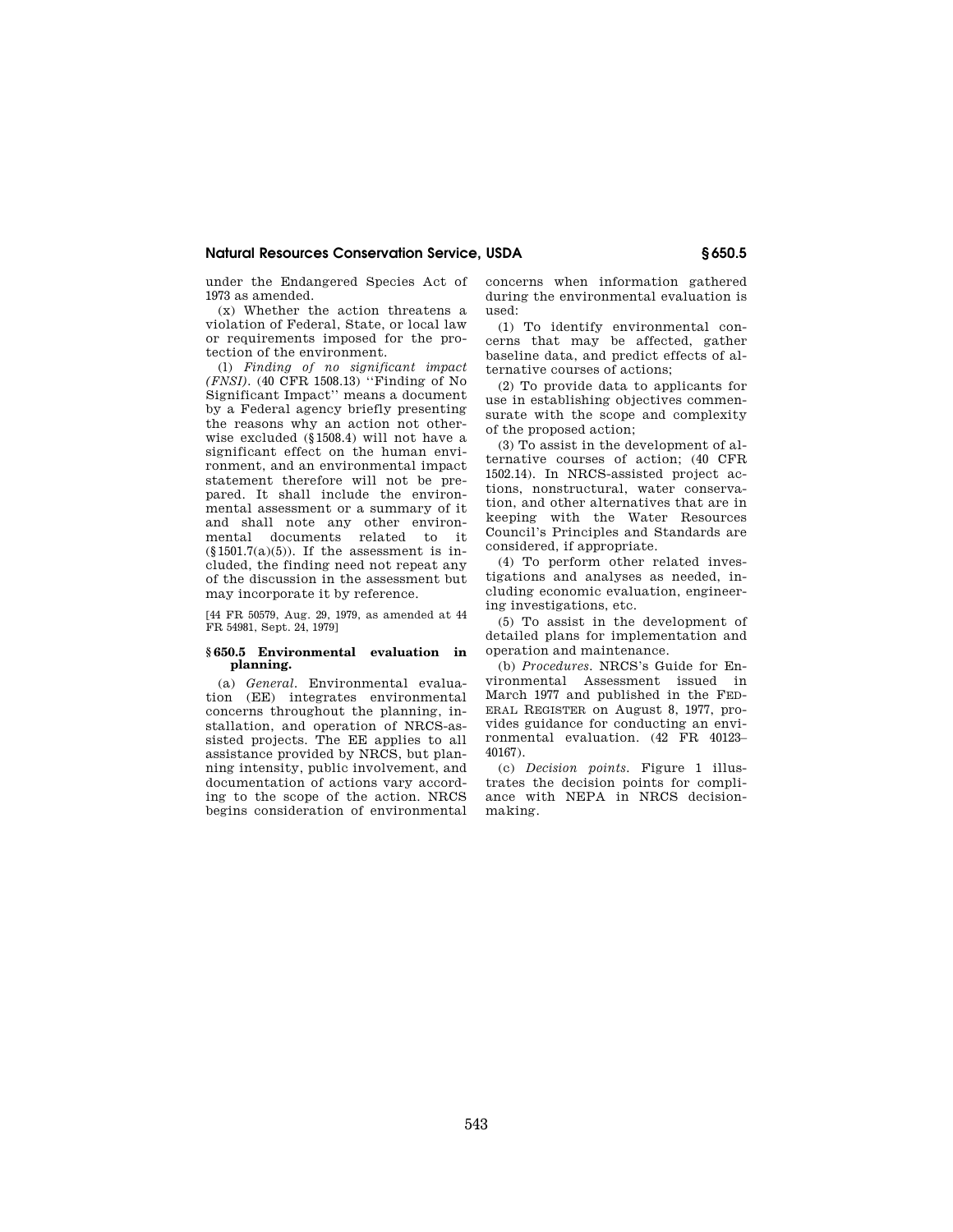under the Endangered Species Act of 1973 as amended.

(x) Whether the action threatens a violation of Federal, State, or local law or requirements imposed for the protection of the environment.

(l) *Finding of no significant impact (FNSI).* (40 CFR 1508.13) ''Finding of No Significant Impact'' means a document by a Federal agency briefly presenting the reasons why an action not otherwise excluded (§1508.4) will not have a significant effect on the human environment, and an environmental impact statement therefore will not be prepared. It shall include the environmental assessment or a summary of it and shall note any other environmental documents related to it (§1501.7(a)(5)). If the assessment is included, the finding need not repeat any of the discussion in the assessment but may incorporate it by reference.

[44 FR 50579, Aug. 29, 1979, as amended at 44 FR 54981, Sept. 24, 1979]

### §650.5 Environmental evaluation in planning.

(a) *General.* Environmental evaluation (EE) integrates environmental concerns throughout the planning, installation, and operation of NRCS-assisted projects. The EE applies to all assistance provided by NRCS, but planning intensity, public involvement, and documentation of actions vary according to the scope of the action. NRCS begins consideration of environmental concerns when information gathered during the environmental evaluation is used:

(1) To identify environmental concerns that may be affected, gather baseline data, and predict effects of alternative courses of actions;

(2) To provide data to applicants for use in establishing objectives commensurate with the scope and complexity of the proposed action;

(3) To assist in the development of alternative courses of action; (40 CFR 1502.14). In NRCS-assisted project actions, nonstructural, water conservation, and other alternatives that are in keeping with the Water Resources Council's Principles and Standards are considered, if appropriate.

(4) To perform other related investigations and analyses as needed, including economic evaluation, engineering investigations, etc.

(5) To assist in the development of detailed plans for implementation and operation and maintenance.

(b) *Procedures.* NRCS's Guide for Environmental Assessment issued in March 1977 and published in the FEDERAL REGISTER on August 8, 1977, provides guidance for conducting an environmental evaluation. (42 FR 40123–40167).

(c) *Decision points.* Figure 1 illustrates the decision points for compliance with NEPA in NRCS decisionmaking.